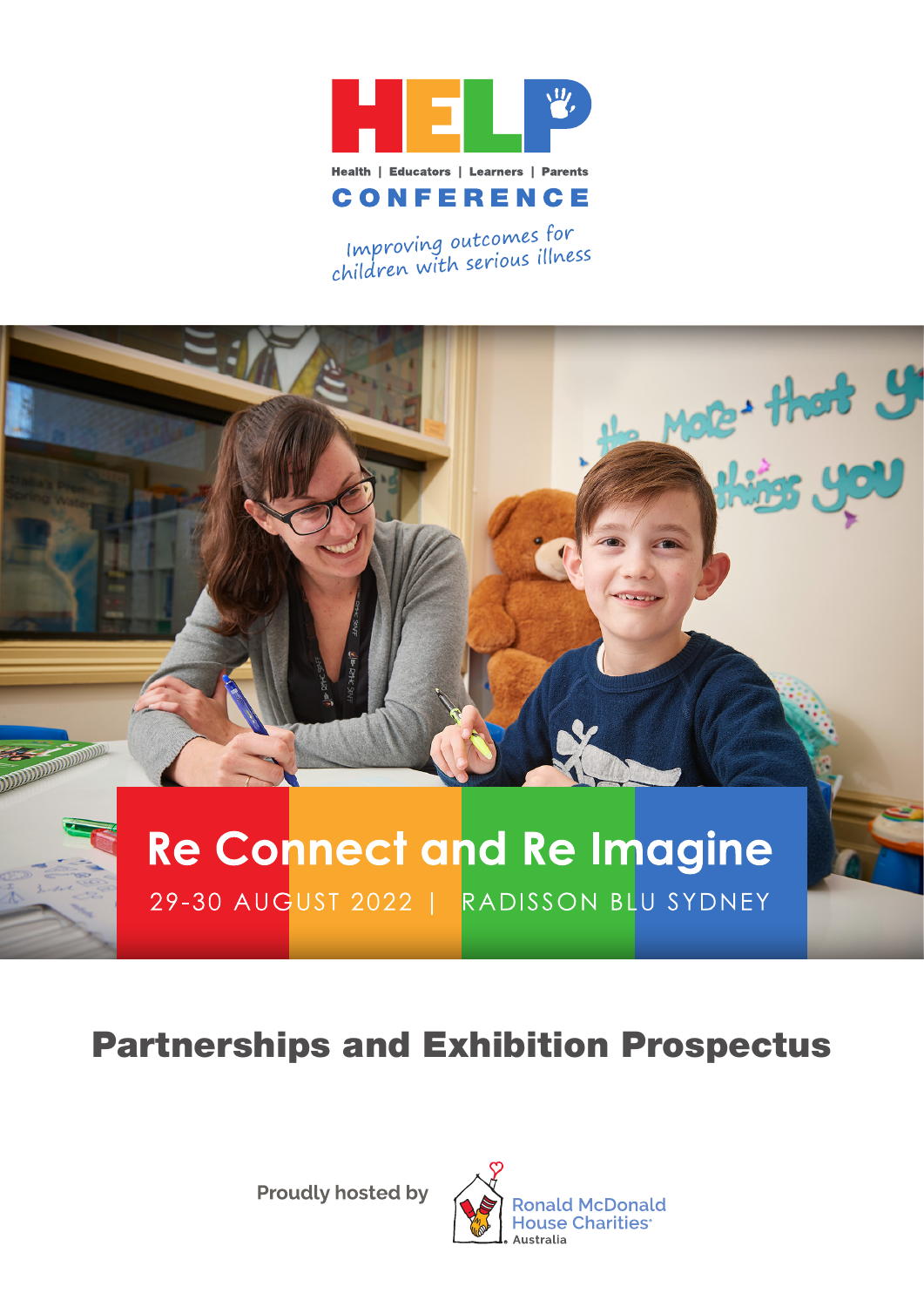# HELP

Health | Educators | Learners | Parents

## CONFERENCE

*Improving outcomes for children with serious illness*

## Re Connect and Re Imagine

29-30 AUGUST 2022 | RADISSON BLU SYDNEY

# Partnerships and Exhibition Prospectus

Proudly hosted by Ronald McDonald House Charities Australia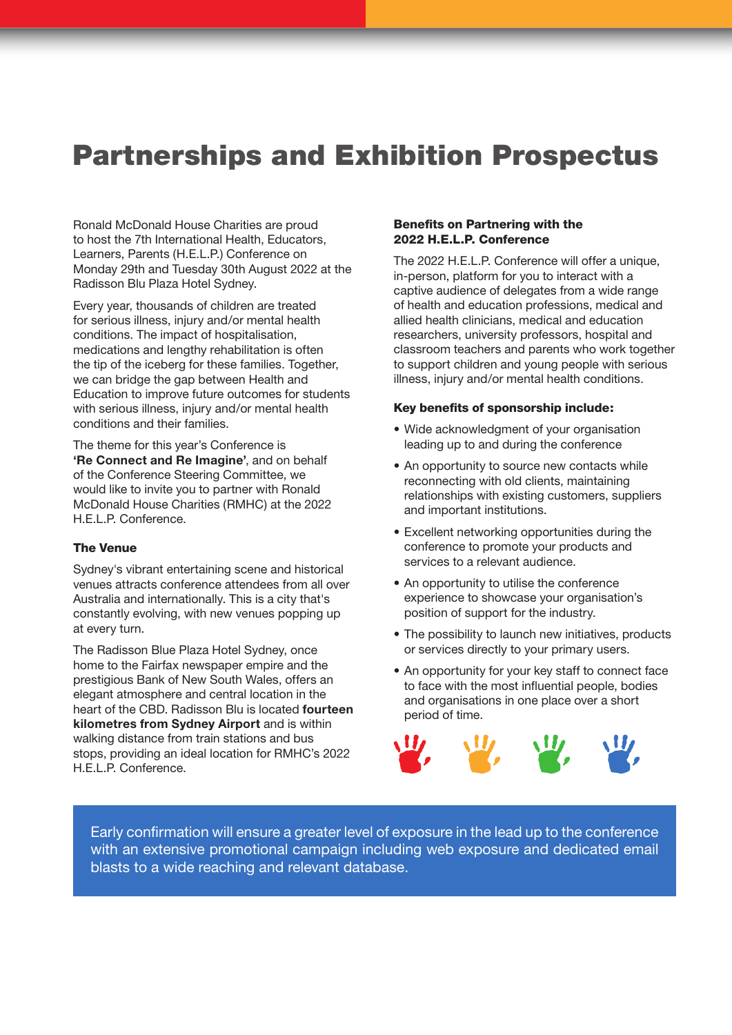# Partnerships and Exhibition Prospectus

Ronald McDonald House Charities are proud to host the 7th International Health, Educators, Learners, Parents (H.E.L.P.) Conference on Monday 29th and Tuesday 30th August 2022 at the Radisson Blu Plaza Hotel Sydney.

Every year, thousands of children are treated for serious illness, injury and/or mental health conditions. The impact of hospitalisation, medications and lengthy rehabilitation is often the tip of the iceberg for these families. Together, we can bridge the gap between Health and Education to improve future outcomes for students with serious illness, injury and/or mental health conditions and their families.

The theme for this year's Conference is **'Re Connect and Re Imagine'**, and on behalf of the Conference Steering Committee, we would like to invite you to partner with Ronald McDonald House Charities (RMHC) at the 2022 H.E.L.P. Conference.

### The Venue

Sydney's vibrant entertaining scene and historical venues attracts conference attendees from all over Australia and internationally. This is a city that's constantly evolving, with new venues popping up at every turn.

The Radisson Blue Plaza Hotel Sydney, once home to the Fairfax newspaper empire and the prestigious Bank of New South Wales, offers an elegant atmosphere and central location in the heart of the CBD. Radisson Blu is located **fourteen kilometres from Sydney Airport** and is within walking distance from train stations and bus stops, providing an ideal location for RMHC's 2022 H.E.L.P. Conference.

### Benefits on Partnering with the 2022 H.E.L.P. Conference

The 2022 H.E.L.P. Conference will offer a unique, in-person, platform for you to interact with a captive audience of delegates from a wide range of health and education professions, medical and allied health clinicians, medical and education researchers, university professors, hospital and classroom teachers and parents who work together to support children and young people with serious illness, injury and/or mental health conditions.

### Key benefits of sponsorship include:

- Wide acknowledgment of your organisation leading up to and during the conference
- An opportunity to source new contacts while reconnecting with old clients, maintaining relationships with existing customers, suppliers and important institutions.
- Excellent networking opportunities during the conference to promote your products and services to a relevant audience.
- An opportunity to utilise the conference experience to showcase your organisation's position of support for the industry.
- The possibility to launch new initiatives, products or services directly to your primary users.
- An opportunity for your key staff to connect face to face with the most influential people, bodies and organisations in one place over a short period of time.

Early confirmation will ensure a greater level of exposure in the lead up to the conference with an extensive promotional campaign including web exposure and dedicated email blasts to a wide reaching and relevant database.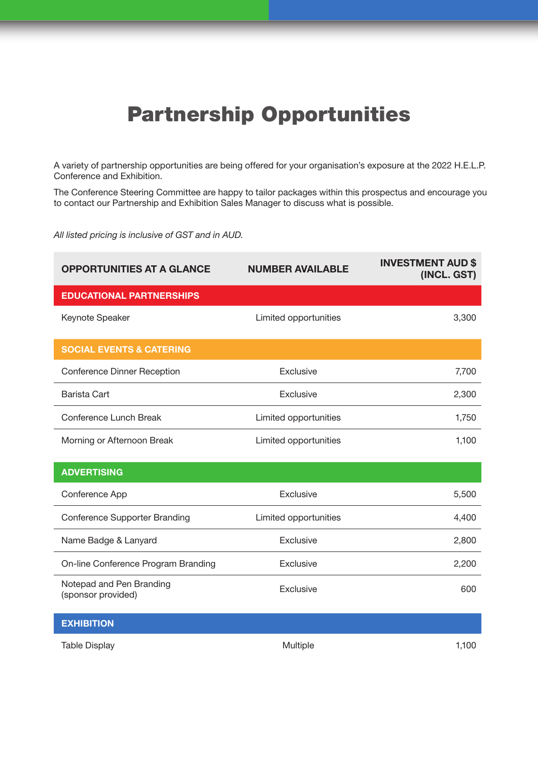# Partnership Opportunities

A variety of partnership opportunities are being offered for your organisation's exposure at the 2022 H.E.L.P. Conference and Exhibition.

The Conference Steering Committee are happy to tailor packages within this prospectus and encourage you to contact our Partnership and Exhibition Sales Manager to discuss what is possible.

*All listed pricing is inclusive of GST and in AUD.*

| OPPORTUNITIES AT A GLANCE | NUMBER AVAILABLE | INVESTMENT AUD $ (INCL. GST) |
|---|---|---|
| **EDUCATIONAL PARTNERSHIPS** | | |
| Keynote Speaker | Limited opportunities | 3,300 |
| **SOCIAL EVENTS & CATERING** | | |
| Conference Dinner Reception | Exclusive | 7,700 |
| Barista Cart | Exclusive | 2,300 |
| Conference Lunch Break | Limited opportunities | 1,750 |
| Morning or Afternoon Break | Limited opportunities | 1,100 |
| **ADVERTISING** | | |
| Conference App | Exclusive | 5,500 |
| Conference Supporter Branding | Limited opportunities | 4,400 |
| Name Badge & Lanyard | Exclusive | 2,800 |
| On-line Conference Program Branding | Exclusive | 2,200 |
| Notepad and Pen Branding (sponsor provided) | Exclusive | 600 |
| **EXHIBITION** | | |
| Table Display | Multiple | 1,100 |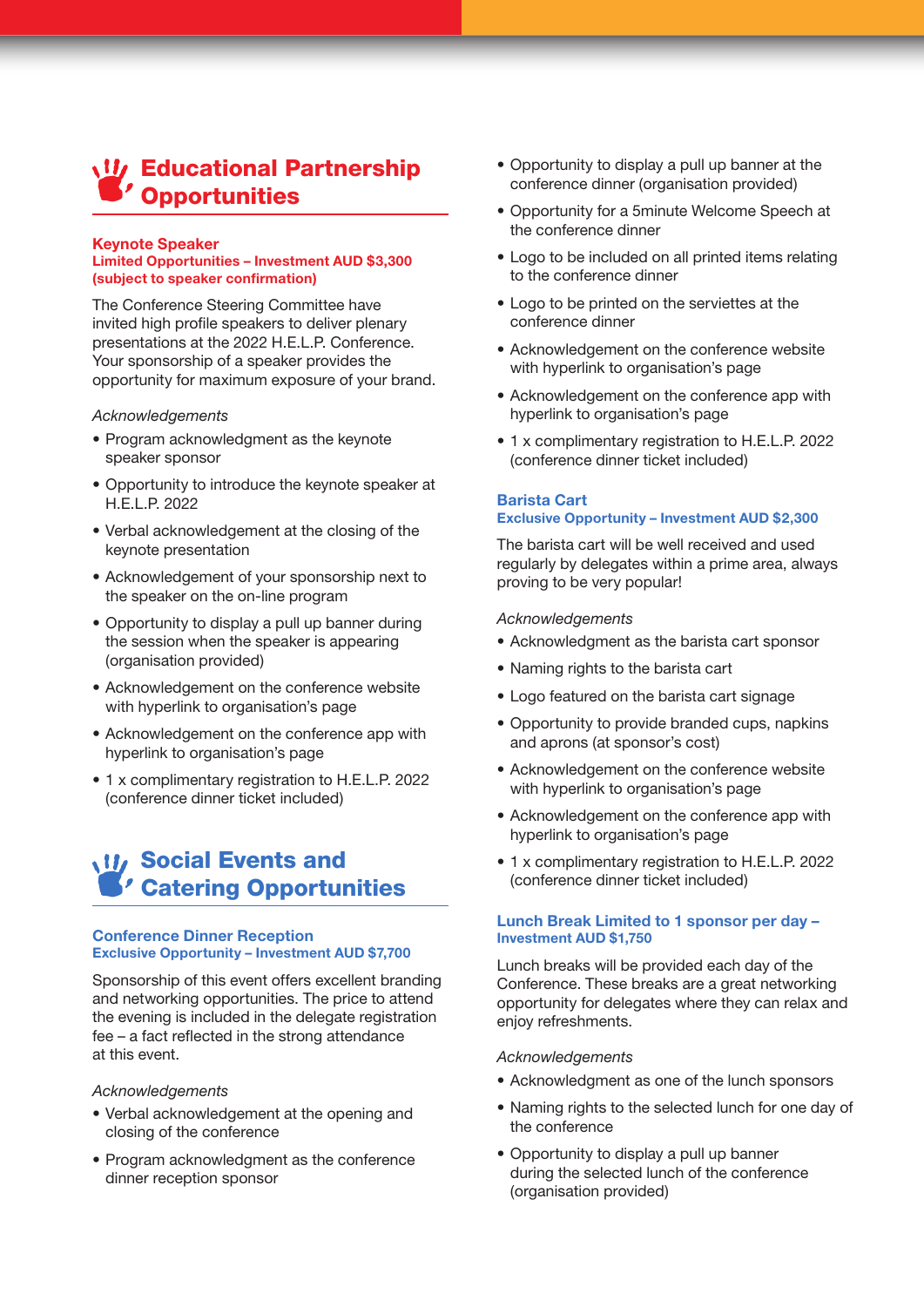## Educational Partnership Opportunities

### Keynote Speaker

**Limited Opportunities – Investment AUD $3,300 (subject to speaker confirmation)**

The Conference Steering Committee have invited high profile speakers to deliver plenary presentations at the 2022 H.E.L.P. Conference. Your sponsorship of a speaker provides the opportunity for maximum exposure of your brand.

*Acknowledgements*

- Program acknowledgment as the keynote speaker sponsor
- Opportunity to introduce the keynote speaker at H.E.L.P. 2022
- Verbal acknowledgement at the closing of the keynote presentation
- Acknowledgement of your sponsorship next to the speaker on the on-line program
- Opportunity to display a pull up banner during the session when the speaker is appearing (organisation provided)
- Acknowledgement on the conference website with hyperlink to organisation's page
- Acknowledgement on the conference app with hyperlink to organisation's page
- 1 x complimentary registration to H.E.L.P. 2022 (conference dinner ticket included)

## Social Events and Catering Opportunities

### Conference Dinner Reception

**Exclusive Opportunity – Investment AUD $7,700**

Sponsorship of this event offers excellent branding and networking opportunities. The price to attend the evening is included in the delegate registration fee – a fact reflected in the strong attendance at this event.

*Acknowledgements*

- Verbal acknowledgement at the opening and closing of the conference
- Program acknowledgment as the conference dinner reception sponsor
- Opportunity to display a pull up banner at the conference dinner (organisation provided)
- Opportunity for a 5minute Welcome Speech at the conference dinner
- Logo to be included on all printed items relating to the conference dinner
- Logo to be printed on the serviettes at the conference dinner
- Acknowledgement on the conference website with hyperlink to organisation's page
- Acknowledgement on the conference app with hyperlink to organisation's page
- 1 x complimentary registration to H.E.L.P. 2022 (conference dinner ticket included)

### Barista Cart

**Exclusive Opportunity – Investment AUD $2,300**

The barista cart will be well received and used regularly by delegates within a prime area, always proving to be very popular!

*Acknowledgements*

- Acknowledgment as the barista cart sponsor
- Naming rights to the barista cart
- Logo featured on the barista cart signage
- Opportunity to provide branded cups, napkins and aprons (at sponsor's cost)
- Acknowledgement on the conference website with hyperlink to organisation's page
- Acknowledgement on the conference app with hyperlink to organisation's page
- 1 x complimentary registration to H.E.L.P. 2022 (conference dinner ticket included)

### Lunch Break Limited to 1 sponsor per day –

**Investment AUD $1,750**

Lunch breaks will be provided each day of the Conference. These breaks are a great networking opportunity for delegates where they can relax and enjoy refreshments.

*Acknowledgements*

- Acknowledgment as one of the lunch sponsors
- Naming rights to the selected lunch for one day of the conference
- Opportunity to display a pull up banner during the selected lunch of the conference (organisation provided)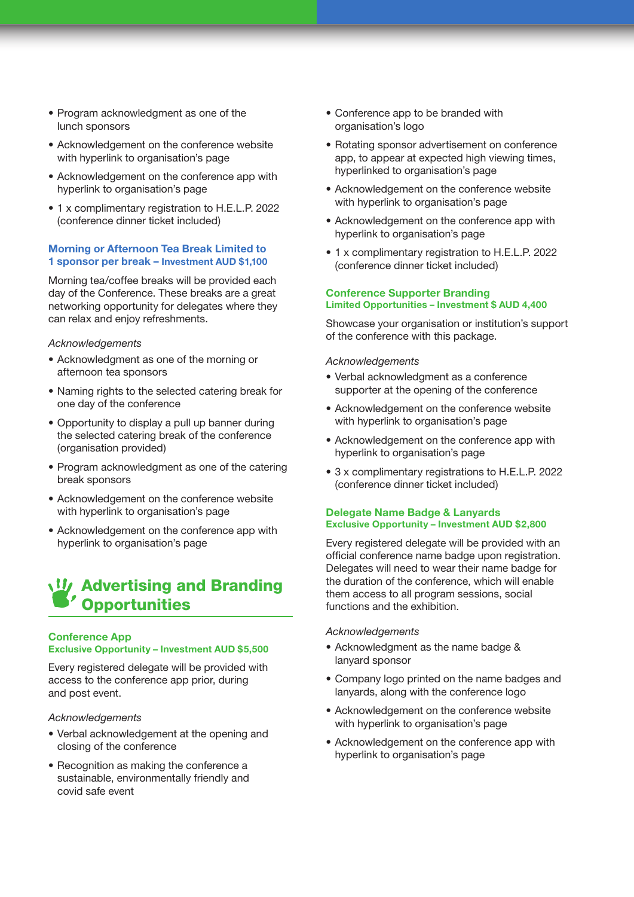- Program acknowledgment as one of the lunch sponsors
- Acknowledgement on the conference website with hyperlink to organisation's page
- Acknowledgement on the conference app with hyperlink to organisation's page
- 1 x complimentary registration to H.E.L.P. 2022 (conference dinner ticket included)

### Morning or Afternoon Tea Break Limited to 1 sponsor per break – Investment AUD $1,100

Morning tea/coffee breaks will be provided each day of the Conference. These breaks are a great networking opportunity for delegates where they can relax and enjoy refreshments.

*Acknowledgements*

- Acknowledgment as one of the morning or afternoon tea sponsors
- Naming rights to the selected catering break for one day of the conference
- Opportunity to display a pull up banner during the selected catering break of the conference (organisation provided)
- Program acknowledgment as one of the catering break sponsors
- Acknowledgement on the conference website with hyperlink to organisation's page
- Acknowledgement on the conference app with hyperlink to organisation's page

## Advertising and Branding Opportunities

### Conference App
**Exclusive Opportunity – Investment AUD $5,500**

Every registered delegate will be provided with access to the conference app prior, during and post event.

*Acknowledgements*

- Verbal acknowledgement at the opening and closing of the conference
- Recognition as making the conference a sustainable, environmentally friendly and covid safe event
- Conference app to be branded with organisation's logo
- Rotating sponsor advertisement on conference app, to appear at expected high viewing times, hyperlinked to organisation's page
- Acknowledgement on the conference website with hyperlink to organisation's page
- Acknowledgement on the conference app with hyperlink to organisation's page
- 1 x complimentary registration to H.E.L.P. 2022 (conference dinner ticket included)

### Conference Supporter Branding
**Limited Opportunities – Investment $ AUD 4,400**

Showcase your organisation or institution's support of the conference with this package.

*Acknowledgements*

- Verbal acknowledgment as a conference supporter at the opening of the conference
- Acknowledgement on the conference website with hyperlink to organisation's page
- Acknowledgement on the conference app with hyperlink to organisation's page
- 3 x complimentary registrations to H.E.L.P. 2022 (conference dinner ticket included)

### Delegate Name Badge & Lanyards
**Exclusive Opportunity – Investment AUD $2,800**

Every registered delegate will be provided with an official conference name badge upon registration. Delegates will need to wear their name badge for the duration of the conference, which will enable them access to all program sessions, social functions and the exhibition.

*Acknowledgements*

- Acknowledgment as the name badge & lanyard sponsor
- Company logo printed on the name badges and lanyards, along with the conference logo
- Acknowledgement on the conference website with hyperlink to organisation's page
- Acknowledgement on the conference app with hyperlink to organisation's page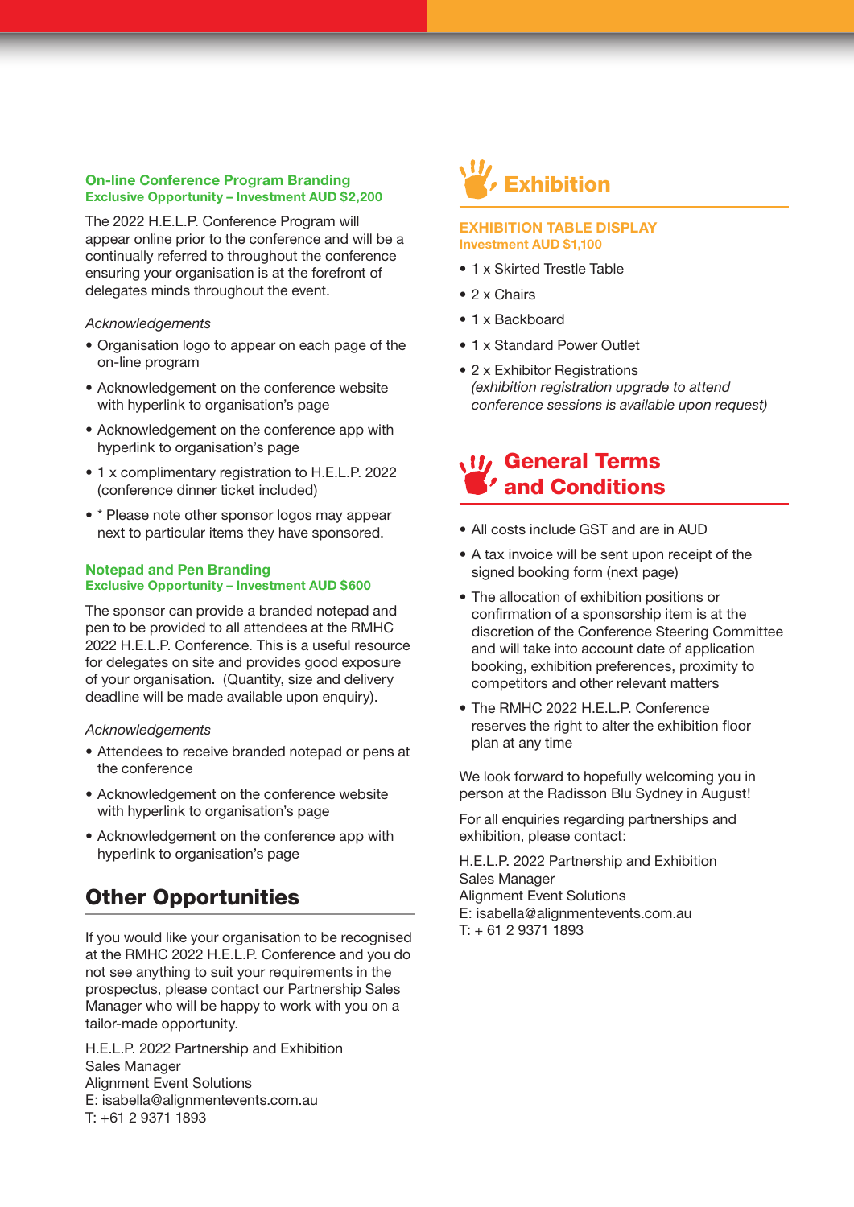### On-line Conference Program Branding
**Exclusive Opportunity – Investment AUD $2,200**

The 2022 H.E.L.P. Conference Program will appear online prior to the conference and will be a continually referred to throughout the conference ensuring your organisation is at the forefront of delegates minds throughout the event.

*Acknowledgements*

- Organisation logo to appear on each page of the on-line program
- Acknowledgement on the conference website with hyperlink to organisation's page
- Acknowledgement on the conference app with hyperlink to organisation's page
- 1 x complimentary registration to H.E.L.P. 2022 (conference dinner ticket included)
- * Please note other sponsor logos may appear next to particular items they have sponsored.

### Notepad and Pen Branding
**Exclusive Opportunity – Investment AUD $600**

The sponsor can provide a branded notepad and pen to be provided to all attendees at the RMHC 2022 H.E.L.P. Conference. This is a useful resource for delegates on site and provides good exposure of your organisation. (Quantity, size and delivery deadline will be made available upon enquiry).

*Acknowledgements*

- Attendees to receive branded notepad or pens at the conference
- Acknowledgement on the conference website with hyperlink to organisation's page
- Acknowledgement on the conference app with hyperlink to organisation's page

## Other Opportunities

If you would like your organisation to be recognised at the RMHC 2022 H.E.L.P. Conference and you do not see anything to suit your requirements in the prospectus, please contact our Partnership Sales Manager who will be happy to work with you on a tailor-made opportunity.

H.E.L.P. 2022 Partnership and Exhibition
Sales Manager
Alignment Event Solutions
E: isabella@alignmentevents.com.au
T: +61 2 9371 1893

## Exhibition

### EXHIBITION TABLE DISPLAY
**Investment AUD $1,100**

- 1 x Skirted Trestle Table
- 2 x Chairs
- 1 x Backboard
- 1 x Standard Power Outlet
- 2 x Exhibitor Registrations
  *(exhibition registration upgrade to attend conference sessions is available upon request)*

## General Terms and Conditions

- All costs include GST and are in AUD
- A tax invoice will be sent upon receipt of the signed booking form (next page)
- The allocation of exhibition positions or confirmation of a sponsorship item is at the discretion of the Conference Steering Committee and will take into account date of application booking, exhibition preferences, proximity to competitors and other relevant matters
- The RMHC 2022 H.E.L.P. Conference reserves the right to alter the exhibition floor plan at any time

We look forward to hopefully welcoming you in person at the Radisson Blu Sydney in August!

For all enquiries regarding partnerships and exhibition, please contact:

H.E.L.P. 2022 Partnership and Exhibition
Sales Manager
Alignment Event Solutions
E: isabella@alignmentevents.com.au
T: + 61 2 9371 1893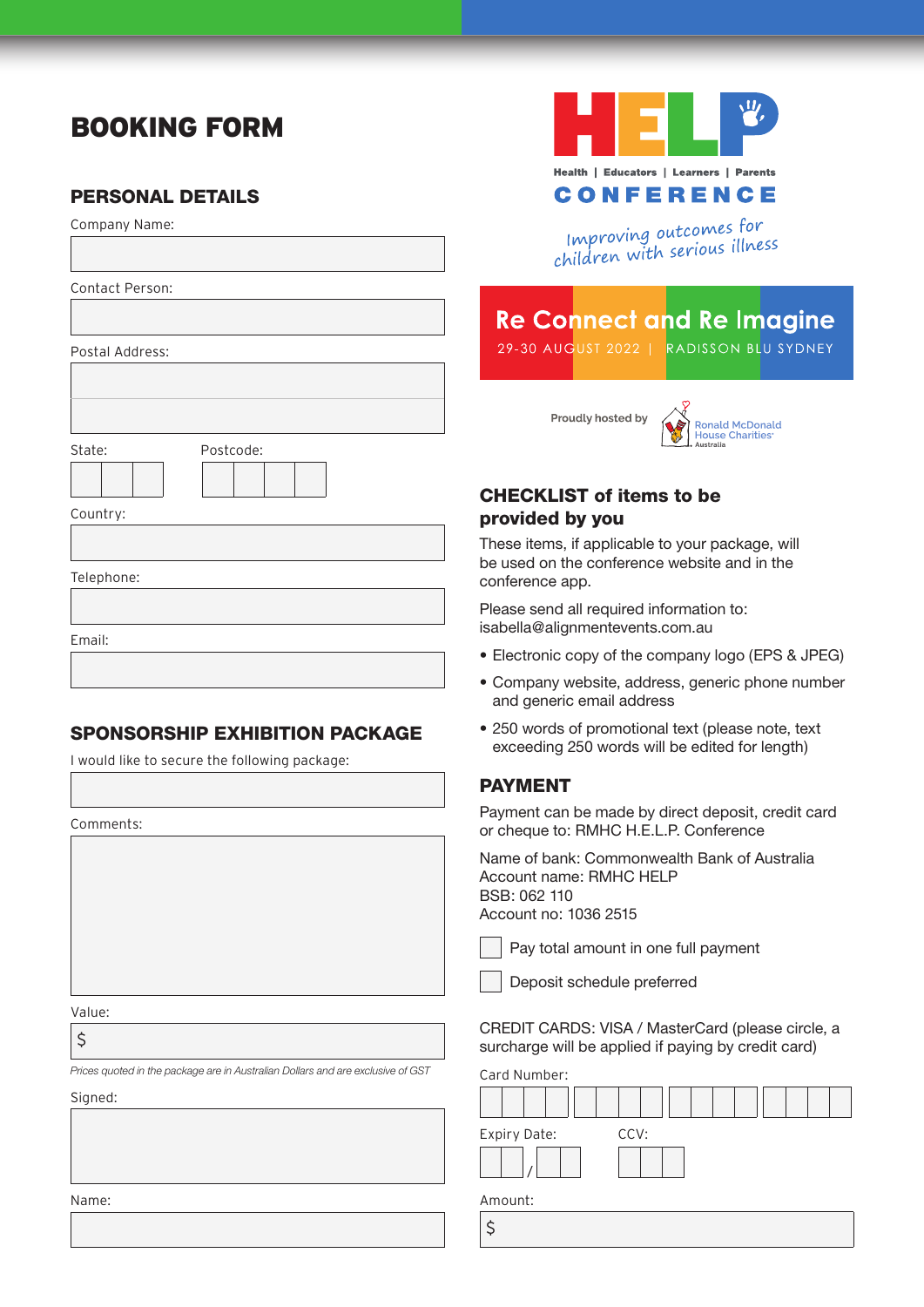# BOOKING FORM

## PERSONAL DETAILS

Company Name:

Contact Person:

Postal Address:

State:

Postcode:

Country:

Telephone:

Email:

## SPONSORSHIP EXHIBITION PACKAGE

I would like to secure the following package:

Comments:

Value:

$

*Prices quoted in the package are in Australian Dollars and are exclusive of GST*

Signed:

Name:

HELP

Health | Educators | Learners | Parents

CONFERENCE

Improving outcomes for children with serious illness

**Re Connect and Re Imagine**

29-30 AUGUST 2022 | RADISSON BLU SYDNEY

Proudly hosted by Ronald McDonald House Charities Australia

## CHECKLIST of items to be provided by you

These items, if applicable to your package, will be used on the conference website and in the conference app.

Please send all required information to: isabella@alignmentevents.com.au

- Electronic copy of the company logo (EPS & JPEG)
- Company website, address, generic phone number and generic email address
- 250 words of promotional text (please note, text exceeding 250 words will be edited for length)

## PAYMENT

Payment can be made by direct deposit, credit card or cheque to: RMHC H.E.L.P. Conference

Name of bank: Commonwealth Bank of Australia
Account name: RMHC HELP
BSB: 062 110
Account no: 1036 2515

☐ Pay total amount in one full payment

☐ Deposit schedule preferred

CREDIT CARDS: VISA / MasterCard (please circle, a surcharge will be applied if paying by credit card)

Card Number:

Expiry Date: /

CCV:

Amount:

$